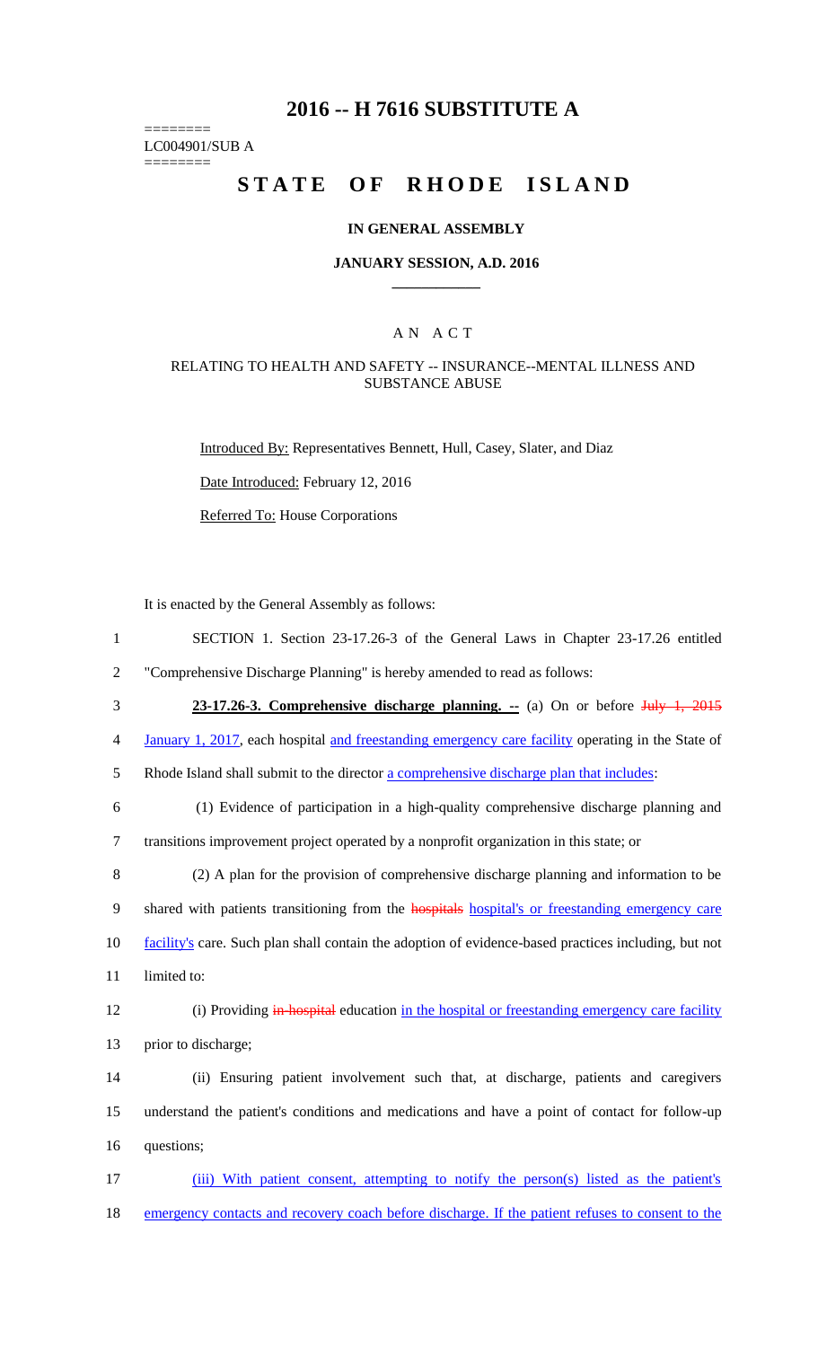# 2016 -- H 7616 SUBSTITUTE A

========
LC004901/SUB A
========

# STATE OF RHODE ISLAND

### IN GENERAL ASSEMBLY

### JANUARY SESSION, A.D. 2016

## A N A C T

### RELATING TO HEALTH AND SAFETY -- INSURANCE--MENTAL ILLNESS AND SUBSTANCE ABUSE

Introduced By: Representatives Bennett, Hull, Casey, Slater, and Diaz

Date Introduced: February 12, 2016

Referred To: House Corporations

It is enacted by the General Assembly as follows:

SECTION 1. Section 23-17.26-3 of the General Laws in Chapter 23-17.26 entitled "Comprehensive Discharge Planning" is hereby amended to read as follows:

**23-17.26-3. Comprehensive discharge planning. --** (a) On or before ~~July 1, 2015~~ January 1, 2017, each hospital and freestanding emergency care facility operating in the State of Rhode Island shall submit to the director a comprehensive discharge plan that includes:

(1) Evidence of participation in a high-quality comprehensive discharge planning and transitions improvement project operated by a nonprofit organization in this state; or

(2) A plan for the provision of comprehensive discharge planning and information to be shared with patients transitioning from the ~~hospitals~~ hospital's or freestanding emergency care facility's care. Such plan shall contain the adoption of evidence-based practices including, but not limited to:

(i) Providing ~~in-hospital~~ education in the hospital or freestanding emergency care facility prior to discharge;

(ii) Ensuring patient involvement such that, at discharge, patients and caregivers understand the patient's conditions and medications and have a point of contact for follow-up questions;

(iii) With patient consent, attempting to notify the person(s) listed as the patient's emergency contacts and recovery coach before discharge. If the patient refuses to consent to the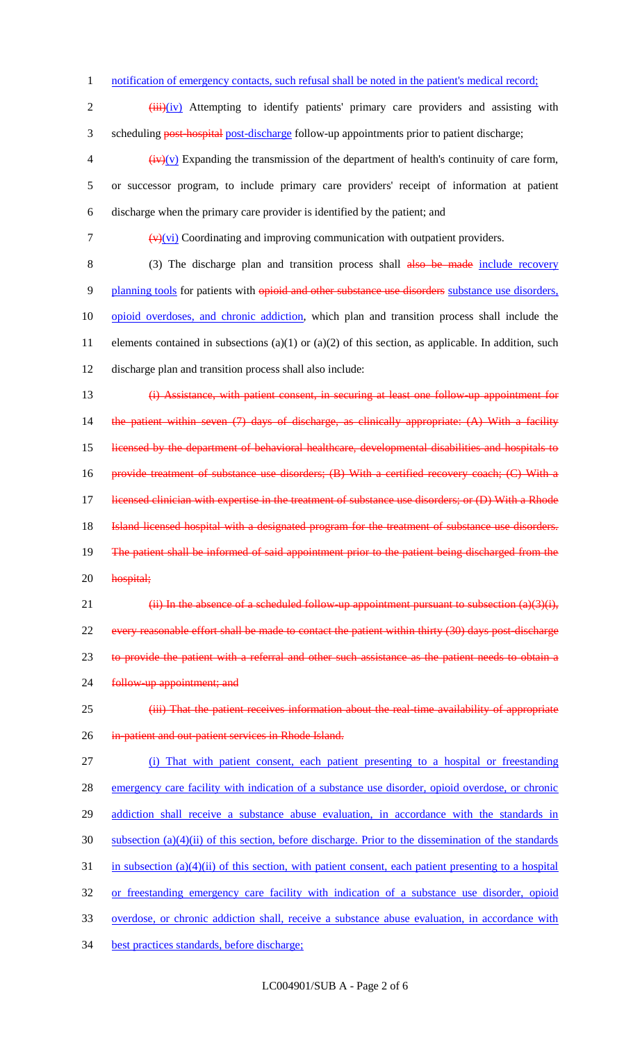notification of emergency contacts, such refusal shall be noted in the patient's medical record;

~~(iii)~~(iv) Attempting to identify patients' primary care providers and assisting with scheduling ~~post-hospital~~ post-discharge follow-up appointments prior to patient discharge;

~~(iv)~~(v) Expanding the transmission of the department of health's continuity of care form, or successor program, to include primary care providers' receipt of information at patient discharge when the primary care provider is identified by the patient; and

~~(v)~~(vi) Coordinating and improving communication with outpatient providers.

(3) The discharge plan and transition process shall ~~also be made~~ include recovery planning tools for patients with ~~opioid and other substance use disorders~~ substance use disorders, opioid overdoses, and chronic addiction, which plan and transition process shall include the elements contained in subsections (a)(1) or (a)(2) of this section, as applicable. In addition, such discharge plan and transition process shall also include:

~~(i) Assistance, with patient consent, in securing at least one follow-up appointment for the patient within seven (7) days of discharge, as clinically appropriate: (A) With a facility licensed by the department of behavioral healthcare, developmental disabilities and hospitals to provide treatment of substance use disorders; (B) With a certified recovery coach; (C) With a licensed clinician with expertise in the treatment of substance use disorders; or (D) With a Rhode Island licensed hospital with a designated program for the treatment of substance use disorders. The patient shall be informed of said appointment prior to the patient being discharged from the hospital;~~

~~(ii) In the absence of a scheduled follow-up appointment pursuant to subsection (a)(3)(i), every reasonable effort shall be made to contact the patient within thirty (30) days post-discharge to provide the patient with a referral and other such assistance as the patient needs to obtain a follow-up appointment; and~~

~~(iii) That the patient receives information about the real-time availability of appropriate in-patient and out-patient services in Rhode Island.~~

(i) That with patient consent, each patient presenting to a hospital or freestanding emergency care facility with indication of a substance use disorder, opioid overdose, or chronic addiction shall receive a substance abuse evaluation, in accordance with the standards in subsection (a)(4)(ii) of this section, before discharge. Prior to the dissemination of the standards in subsection (a)(4)(ii) of this section, with patient consent, each patient presenting to a hospital or freestanding emergency care facility with indication of a substance use disorder, opioid overdose, or chronic addiction shall, receive a substance abuse evaluation, in accordance with best practices standards, before discharge;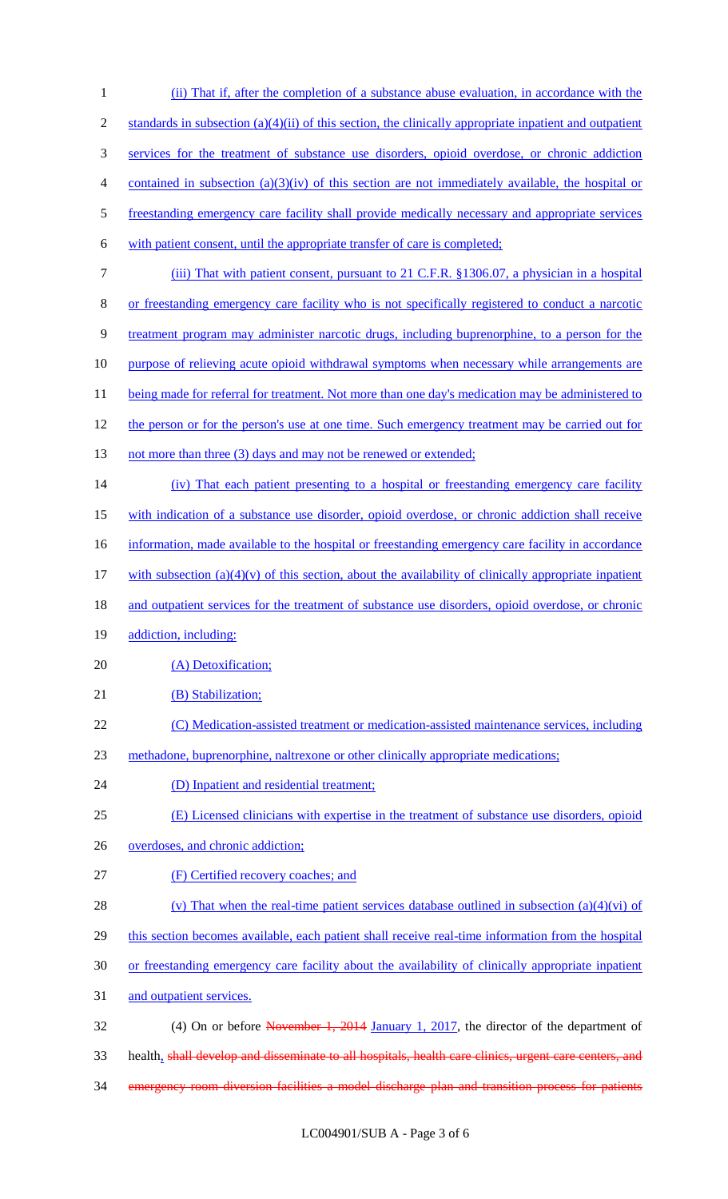(ii) That if, after the completion of a substance abuse evaluation, in accordance with the standards in subsection (a)(4)(ii) of this section, the clinically appropriate inpatient and outpatient services for the treatment of substance use disorders, opioid overdose, or chronic addiction contained in subsection (a)(3)(iv) of this section are not immediately available, the hospital or freestanding emergency care facility shall provide medically necessary and appropriate services with patient consent, until the appropriate transfer of care is completed;

(iii) That with patient consent, pursuant to 21 C.F.R. §1306.07, a physician in a hospital or freestanding emergency care facility who is not specifically registered to conduct a narcotic treatment program may administer narcotic drugs, including buprenorphine, to a person for the purpose of relieving acute opioid withdrawal symptoms when necessary while arrangements are being made for referral for treatment. Not more than one day's medication may be administered to the person or for the person's use at one time. Such emergency treatment may be carried out for not more than three (3) days and may not be renewed or extended;

(iv) That each patient presenting to a hospital or freestanding emergency care facility with indication of a substance use disorder, opioid overdose, or chronic addiction shall receive information, made available to the hospital or freestanding emergency care facility in accordance with subsection (a)(4)(v) of this section, about the availability of clinically appropriate inpatient and outpatient services for the treatment of substance use disorders, opioid overdose, or chronic addiction, including:

(A) Detoxification;

(B) Stabilization;

(C) Medication-assisted treatment or medication-assisted maintenance services, including methadone, buprenorphine, naltrexone or other clinically appropriate medications;

(D) Inpatient and residential treatment;

(E) Licensed clinicians with expertise in the treatment of substance use disorders, opioid overdoses, and chronic addiction;

(F) Certified recovery coaches; and

(v) That when the real-time patient services database outlined in subsection (a)(4)(vi) of this section becomes available, each patient shall receive real-time information from the hospital or freestanding emergency care facility about the availability of clinically appropriate inpatient and outpatient services.

(4) On or before ~~November 1, 2014~~ January 1, 2017, the director of the department of health, ~~shall develop and disseminate to all hospitals, health care clinics, urgent care centers, and emergency room diversion facilities a model discharge plan and transition process for patients~~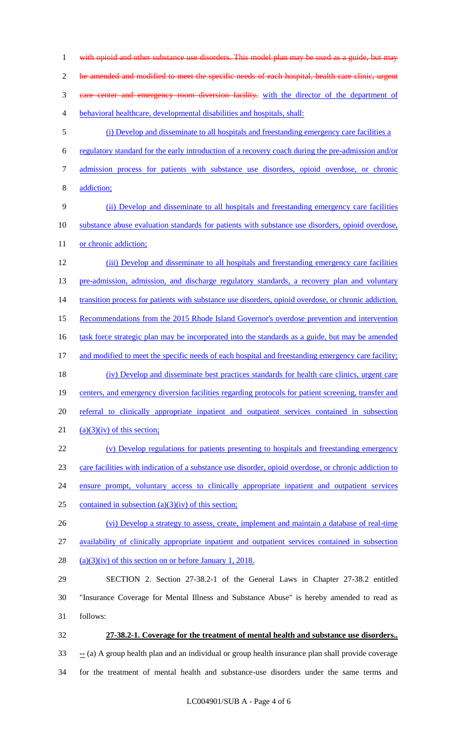~~with opioid and other substance use disorders. This model plan may be used as a guide, but may be amended and modified to meet the specific needs of each hospital, health care clinic, urgent care center and emergency room diversion facility.~~ with the director of the department of behavioral healthcare, developmental disabilities and hospitals, shall:

(i) Develop and disseminate to all hospitals and freestanding emergency care facilities a regulatory standard for the early introduction of a recovery coach during the pre-admission and/or admission process for patients with substance use disorders, opioid overdose, or chronic addiction;

(ii) Develop and disseminate to all hospitals and freestanding emergency care facilities substance abuse evaluation standards for patients with substance use disorders, opioid overdose, or chronic addiction;

(iii) Develop and disseminate to all hospitals and freestanding emergency care facilities pre-admission, admission, and discharge regulatory standards, a recovery plan and voluntary transition process for patients with substance use disorders, opioid overdose, or chronic addiction. Recommendations from the 2015 Rhode Island Governor's overdose prevention and intervention task force strategic plan may be incorporated into the standards as a guide, but may be amended and modified to meet the specific needs of each hospital and freestanding emergency care facility;

(iv) Develop and disseminate best practices standards for health care clinics, urgent care centers, and emergency diversion facilities regarding protocols for patient screening, transfer and referral to clinically appropriate inpatient and outpatient services contained in subsection (a)(3)(iv) of this section;

(v) Develop regulations for patients presenting to hospitals and freestanding emergency care facilities with indication of a substance use disorder, opioid overdose, or chronic addiction to ensure prompt, voluntary access to clinically appropriate inpatient and outpatient services contained in subsection (a)(3)(iv) of this section;

(vi) Develop a strategy to assess, create, implement and maintain a database of real-time availability of clinically appropriate inpatient and outpatient services contained in subsection (a)(3)(iv) of this section on or before January 1, 2018.

SECTION 2. Section 27-38.2-1 of the General Laws in Chapter 27-38.2 entitled "Insurance Coverage for Mental Illness and Substance Abuse" is hereby amended to read as follows:

**27-38.2-1. Coverage for the treatment of mental health and substance use disorders..**

-- (a) A group health plan and an individual or group health insurance plan shall provide coverage for the treatment of mental health and substance-use disorders under the same terms and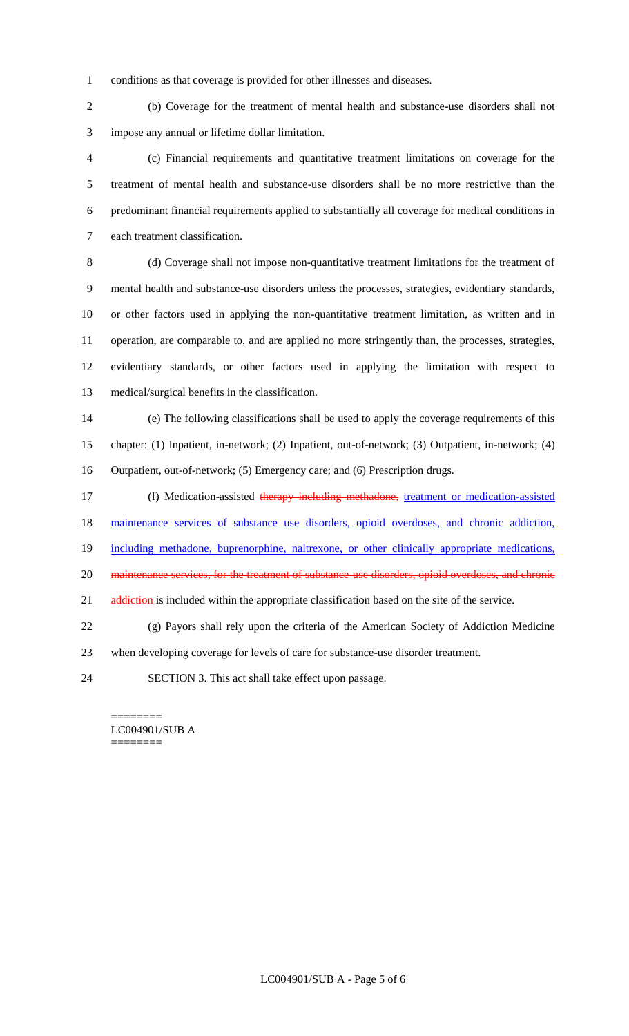conditions as that coverage is provided for other illnesses and diseases.

(b) Coverage for the treatment of mental health and substance-use disorders shall not impose any annual or lifetime dollar limitation.

(c) Financial requirements and quantitative treatment limitations on coverage for the treatment of mental health and substance-use disorders shall be no more restrictive than the predominant financial requirements applied to substantially all coverage for medical conditions in each treatment classification.

(d) Coverage shall not impose non-quantitative treatment limitations for the treatment of mental health and substance-use disorders unless the processes, strategies, evidentiary standards, or other factors used in applying the non-quantitative treatment limitation, as written and in operation, are comparable to, and are applied no more stringently than, the processes, strategies, evidentiary standards, or other factors used in applying the limitation with respect to medical/surgical benefits in the classification.

(e) The following classifications shall be used to apply the coverage requirements of this chapter: (1) Inpatient, in-network; (2) Inpatient, out-of-network; (3) Outpatient, in-network; (4) Outpatient, out-of-network; (5) Emergency care; and (6) Prescription drugs.

(f) Medication-assisted ~~therapy including methadone,~~ treatment or medication-assisted maintenance services of substance use disorders, opioid overdoses, and chronic addiction, including methadone, buprenorphine, naltrexone, or other clinically appropriate medications, ~~maintenance services, for the treatment of substance-use disorders, opioid overdoses, and chronic addiction~~ is included within the appropriate classification based on the site of the service.

(g) Payors shall rely upon the criteria of the American Society of Addiction Medicine when developing coverage for levels of care for substance-use disorder treatment.

SECTION 3. This act shall take effect upon passage.

========
LC004901/SUB A
========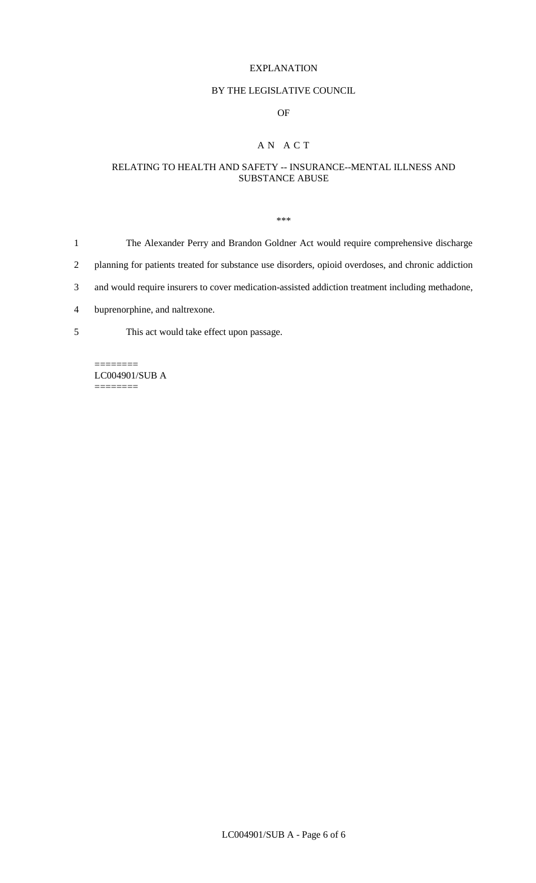EXPLANATION

BY THE LEGISLATIVE COUNCIL

OF

# A N A C T

RELATING TO HEALTH AND SAFETY -- INSURANCE--MENTAL ILLNESS AND SUBSTANCE ABUSE

***

1 The Alexander Perry and Brandon Goldner Act would require comprehensive discharge
2 planning for patients treated for substance use disorders, opioid overdoses, and chronic addiction
3 and would require insurers to cover medication-assisted addiction treatment including methadone,
4 buprenorphine, and naltrexone.
5 This act would take effect upon passage.

========
LC004901/SUB A
========